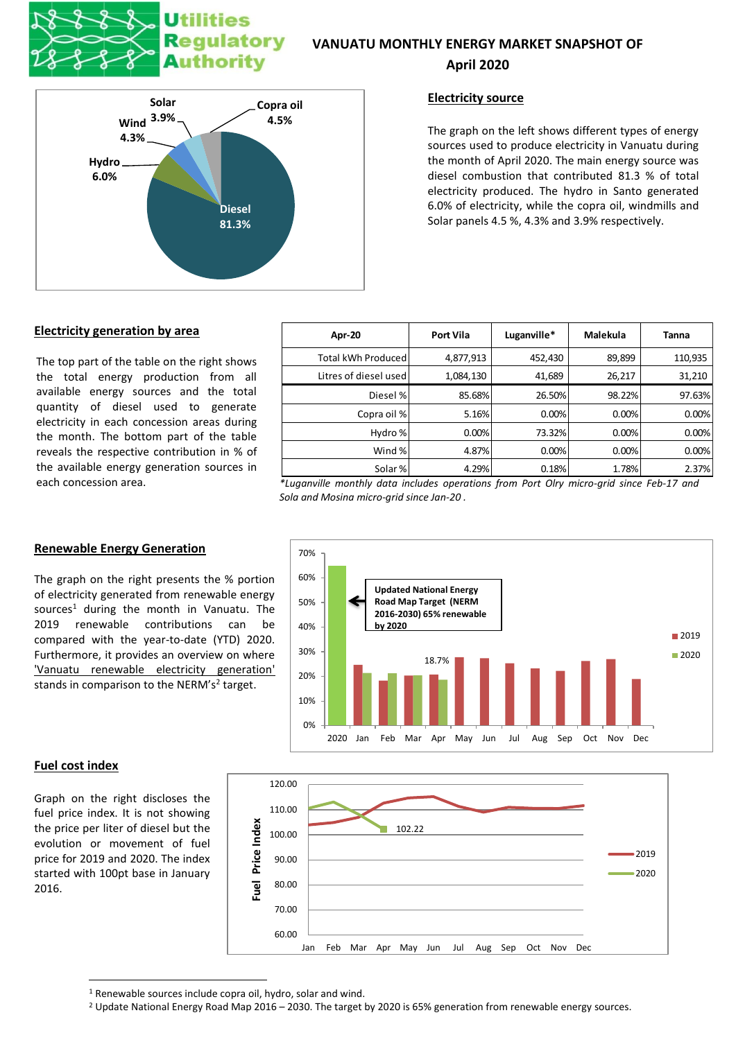# VANUATU MONTHLY ENERGY MARKET SNAPSHOT OF April 2020

## Electricity source

The graph on the left shows different types of energy sources used to produce electricity in Vanuatu during the month of April 2020. The main energy source was diesel combustion that contributed 81.3 % of total electricity produced. The hydro in Santo generated 6.0% of electricity, while the copra oil, windmills and Solar panels 4.5 %, 4.3% and 3.9% respectively.

## Electricity generation by area

The top part of the table on the right shows the total energy production from all available energy sources and the total quantity of diesel used to generate electricity in each concession areas during the month. The bottom part of the table reveals the respective contribution in % of the available energy generation sources in each concession area.

| Apr-20 | Port Vila | Luganville* | Malekula | Tanna |
|---|---|---|---|---|
| Total kWh Produced | 4,877,913 | 452,430 | 89,899 | 110,935 |
| Litres of diesel used | 1,084,130 | 41,689 | 26,217 | 31,210 |
| Diesel % | 85.68% | 26.50% | 98.22% | 97.63% |
| Copra oil % | 5.16% | 0.00% | 0.00% | 0.00% |
| Hydro % | 0.00% | 73.32% | 0.00% | 0.00% |
| Wind % | 4.87% | 0.00% | 0.00% | 0.00% |
| Solar % | 4.29% | 0.18% | 1.78% | 2.37% |

*\*Luganville monthly data includes operations from Port Olry micro-grid since Feb-17 and Sola and Mosina micro-grid since Jan-20 .*

## Renewable Energy Generation

The graph on the right presents the % portion of electricity generated from renewable energy sources[1] during the month in Vanuatu. The 2019 renewable contributions can be compared with the year-to-date (YTD) 2020. Furthermore, it provides an overview on where 'Vanuatu renewable electricity generation' stands in comparison to the NERM's[2] target.

## Fuel cost index

Graph on the right discloses the fuel price index. It is not showing the price per liter of diesel but the evolution or movement of fuel price for 2019 and 2020. The index started with 100pt base in January 2016.

---

[1] Renewable sources include copra oil, hydro, solar and wind.

[2] Update National Energy Road Map 2016 – 2030. The target by 2020 is 65% generation from renewable energy sources.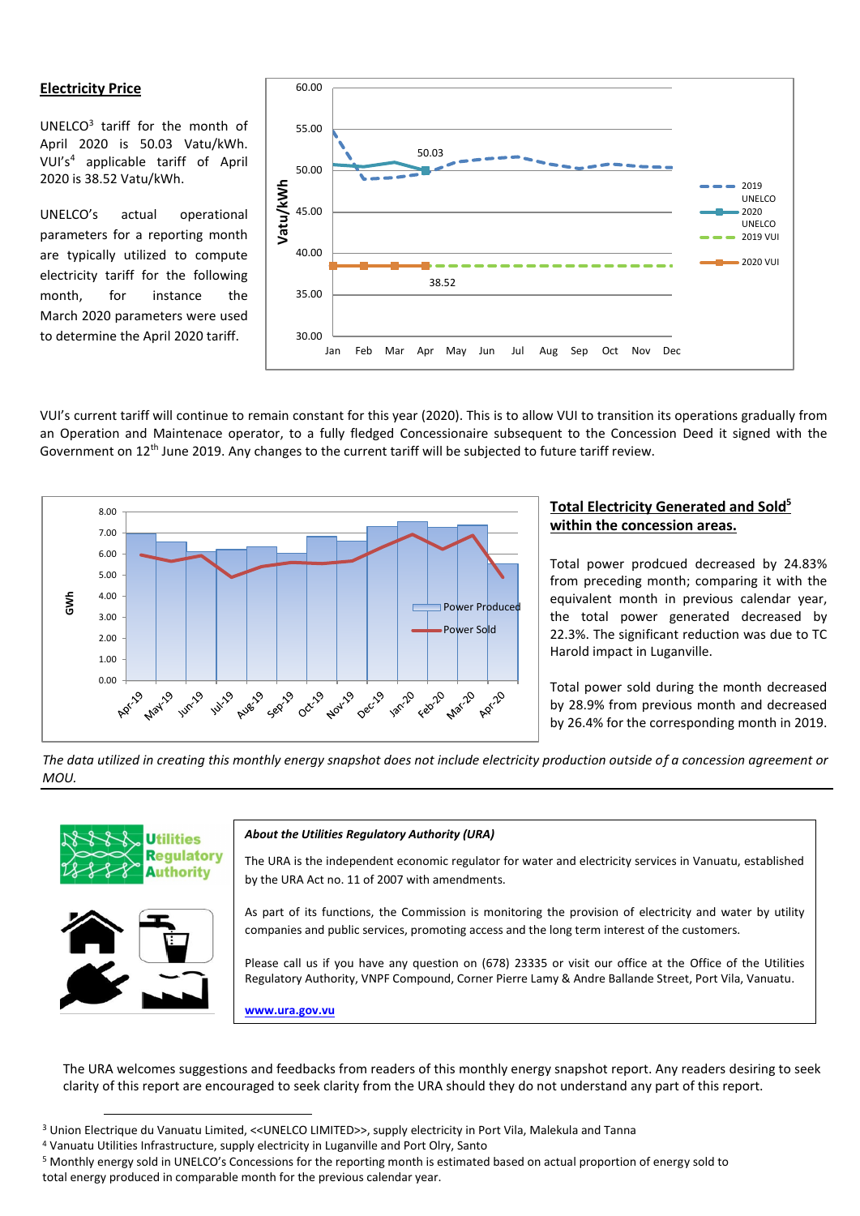## Electricity Price

UNELCO[3] tariff for the month of April 2020 is 50.03 Vatu/kWh. VUI's[4] applicable tariff of April 2020 is 38.52 Vatu/kWh.

UNELCO's actual operational parameters for a reporting month are typically utilized to compute electricity tariff for the following month, for instance the March 2020 parameters were used to determine the April 2020 tariff.

VUI's current tariff will continue to remain constant for this year (2020). This is to allow VUI to transition its operations gradually from an Operation and Maintenace operator, to a fully fledged Concessionaire subsequent to the Concession Deed it signed with the Government on 12th June 2019. Any changes to the current tariff will be subjected to future tariff review.

## Total Electricity Generated and Sold[5] within the concession areas.

Total power prodcued decreased by 24.83% from preceding month; comparing it with the equivalent month in previous calendar year, the total power generated decreased by 22.3%. The significant reduction was due to TC Harold impact in Luganville.

Total power sold during the month decreased by 28.9% from previous month and decreased by 26.4% for the corresponding month in 2019.

*The data utilized in creating this monthly energy snapshot does not include electricity production outside of a concession agreement or MOU.*

---

***About the Utilities Regulatory Authority (URA)***

The URA is the independent economic regulator for water and electricity services in Vanuatu, established by the URA Act no. 11 of 2007 with amendments.

As part of its functions, the Commission is monitoring the provision of electricity and water by utility companies and public services, promoting access and the long term interest of the customers.

Please call us if you have any question on (678) 23335 or visit our office at the Office of the Utilities Regulatory Authority, VNPF Compound, Corner Pierre Lamy & Andre Ballande Street, Port Vila, Vanuatu.

www.ura.gov.vu

The URA welcomes suggestions and feedbacks from readers of this monthly energy snapshot report. Any readers desiring to seek clarity of this report are encouraged to seek clarity from the URA should they do not understand any part of this report.

---

[3] Union Electrique du Vanuatu Limited, <<UNELCO LIMITED>>, supply electricity in Port Vila, Malekula and Tanna

[4] Vanuatu Utilities Infrastructure, supply electricity in Luganville and Port Olry, Santo

[5] Monthly energy sold in UNELCO's Concessions for the reporting month is estimated based on actual proportion of energy sold to total energy produced in comparable month for the previous calendar year.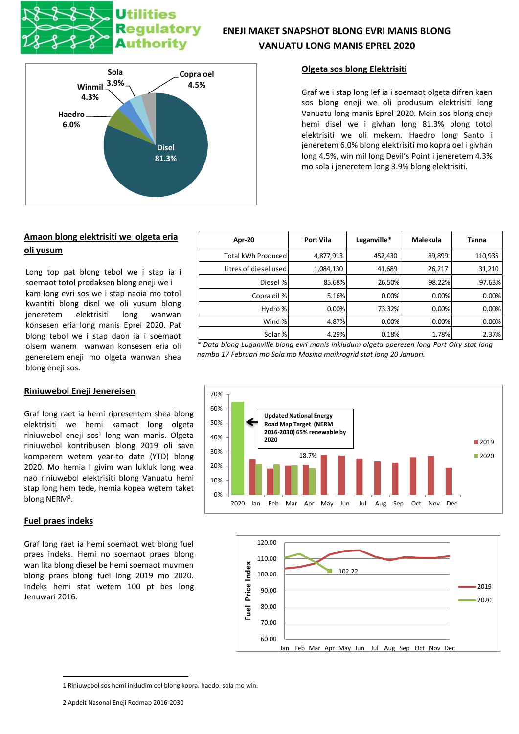# ENEJI MAKET SNAPSHOT BLONG EVRI MANIS BLONG VANUATU LONG MANIS EPREL 2020

Sola 3.9%
Copra oel 4.5%
Winmil 4.3%
Haedro 6.0%
Disel 81.3%

## Olgeta sos blong Elektrisiti

Graf we i stap long lef ia i soemaot olgeta difren kaen sos blong eneji we oli produsum elektrisiti long Vanuatu long manis Eprel 2020. Mein sos blong eneji hemi disel we i givhan long 81.3% blong totol elektrisiti we oli mekem. Haedro long Santo i jeneretem 6.0% blong elektrisiti mo kopra oel i givhan long 4.5%, win mil long Devil's Point i jeneretem 4.3% mo sola i jeneretem long 3.9% blong elektrisiti.

## Amaon blong elektrisiti we olgeta eria oli yusum

Long top pat blong tebol we i stap ia i soemaot totol prodaksen blong eneji we i kam long evri sos we i stap naoia mo totol kwantiti blong disel we oli yusum blong jeneretem elektrisiti long wanwan konsesen eria long manis Eprel 2020. Pat blong tebol we i stap daon ia i soemaot olsem wanem wanwan konsesen eria oli generetem eneji mo olgeta wanwan shea blong eneji sos.

| Apr-20 | Port Vila | Luganville* | Malekula | Tanna |
|---|---|---|---|---|
| Total kWh Produced | 4,877,913 | 452,430 | 89,899 | 110,935 |
| Litres of diesel used | 1,084,130 | 41,689 | 26,217 | 31,210 |
| Diesel % | 85.68% | 26.50% | 98.22% | 97.63% |
| Copra oil % | 5.16% | 0.00% | 0.00% | 0.00% |
| Hydro % | 0.00% | 73.32% | 0.00% | 0.00% |
| Wind % | 4.87% | 0.00% | 0.00% | 0.00% |
| Solar % | 4.29% | 0.18% | 1.78% | 2.37% |

*\* Data blong Luganville blong evri manis inkludum olgeta operesen long Port Olry stat long namba 17 Februari mo Sola mo Mosina maikrogrid stat long 20 Januari.*

## Riniuwebol Eneji Jenereisen

Graf long raet ia hemi ripresentem shea blong elektrisiti we hemi kamaot long olgeta riniuwebol eneji sos[1] long wan manis. Olgeta riniuwebol kontribusen blong 2019 oli save komperem wetem year-to date (YTD) blong 2020. Mo hemia I givim wan lukluk long wea nao riniuwebol elektrisiti blong Vanuatu hemi stap long hem tede, hemia kopea wetem taket blong NERM[2].

Updated National Energy Road Map Target (NERM 2016-2030) 65% renewable by 2020

18.7%

## Fuel praes indeks

Graf long raet ia hemi soemaot wet blong fuel praes indeks. Hemi no soemaot praes blong wan lita blong diesel be hemi soemaot muvmen blong praes blong fuel long 2019 mo 2020. Indeks hemi stat wetem 100 pt bes long Jenuwari 2016.

102.22

---

1 Riniuwebol sos hemi inkludim oel blong kopra, haedo, sola mo win.

2 Apdeit Nasonal Eneji Rodmap 2016-2030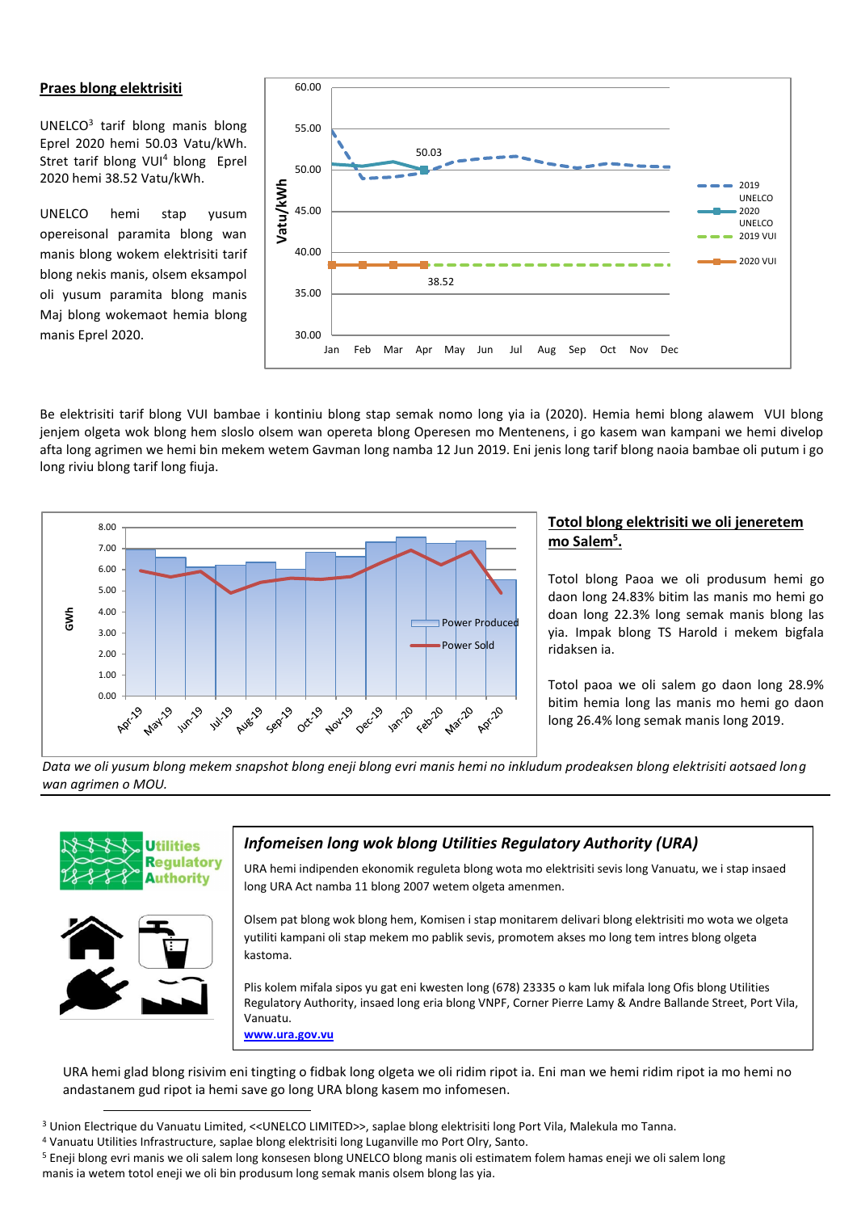**Praes blong elektrisiti**

UNELCO[3] tarif blong manis blong Eprel 2020 hemi 50.03 Vatu/kWh. Stret tarif blong VUI[4] blong Eprel 2020 hemi 38.52 Vatu/kWh.

UNELCO hemi stap yusum opereisonal paramita blong wan manis blong wokem elektrisiti tarif blong nekis manis, olsem eksampol oli yusum paramita blong manis Maj blong wokemaot hemia blong manis Eprel 2020.

Be elektrisiti tarif blong VUI bambae i kontiniu blong stap semak nomo long yia ia (2020). Hemia hemi blong alawem VUI blong jenjem olgeta wok blong hem sloslo olsem wan opereta blong Operesen mo Mentenens, i go kasem wan kampani we hemi divelop afta long agrimen we hemi bin mekem wetem Gavman long namba 12 Jun 2019. Eni jenis long tarif blong naoia bambae oli putum i go long riviu blong tarif long fiuja.

**Totol blong elektrisiti we oli jeneretem mo Salem[5].**

Totol blong Paoa we oli produsum hemi go daon long 24.83% bitim las manis mo hemi go doan long 22.3% long semak manis blong las yia. Impak blong TS Harold i mekem bigfala ridaksen ia.

Totol paoa we oli salem go daon long 28.9% bitim hemia long las manis mo hemi go daon long 26.4% long semak manis long 2019.

*Data we oli yusum blong mekem snapshot blong eneji blong evri manis hemi no inkludum prodeaksen blong elektrisiti aotsaed long wan agrimen o MOU.*

### *Infomeisen long wok blong Utilities Regulatory Authority (URA)*

URA hemi indipenden ekonomik reguleta blong wota mo elektrisiti sevis long Vanuatu, we i stap insaed long URA Act namba 11 blong 2007 wetem olgeta amenmen.

Olsem pat blong wok blong hem, Komisen i stap monitarem delivari blong elektrisiti mo wota we olgeta yutiliti kampani oli stap mekem mo pablik sevis, promotem akses mo long tem intres blong olgeta kastoma.

Plis kolem mifala sipos yu gat eni kwesten long (678) 23335 o kam luk mifala long Ofis blong Utilities Regulatory Authority, insaed long eria blong VNPF, Corner Pierre Lamy & Andre Ballande Street, Port Vila, Vanuatu.
www.ura.gov.vu

URA hemi glad blong risivim eni tingting o fidbak long olgeta we oli ridim ripot ia. Eni man we hemi ridim ripot ia mo hemi no andastanem gud ripot ia hemi save go long URA blong kasem mo infomesen.

[3] Union Electrique du Vanuatu Limited, <<UNELCO LIMITED>>, saplae blong elektrisiti long Port Vila, Malekula mo Tanna.
[4] Vanuatu Utilities Infrastructure, saplae blong elektrisiti long Luganville mo Port Olry, Santo.
[5] Eneji blong evri manis we oli salem long konsesen blong UNELCO blong manis oli estimatem folem hamas eneji we oli salem long manis ia wetem totol eneji we oli bin produsum long semak manis olsem blong las yia.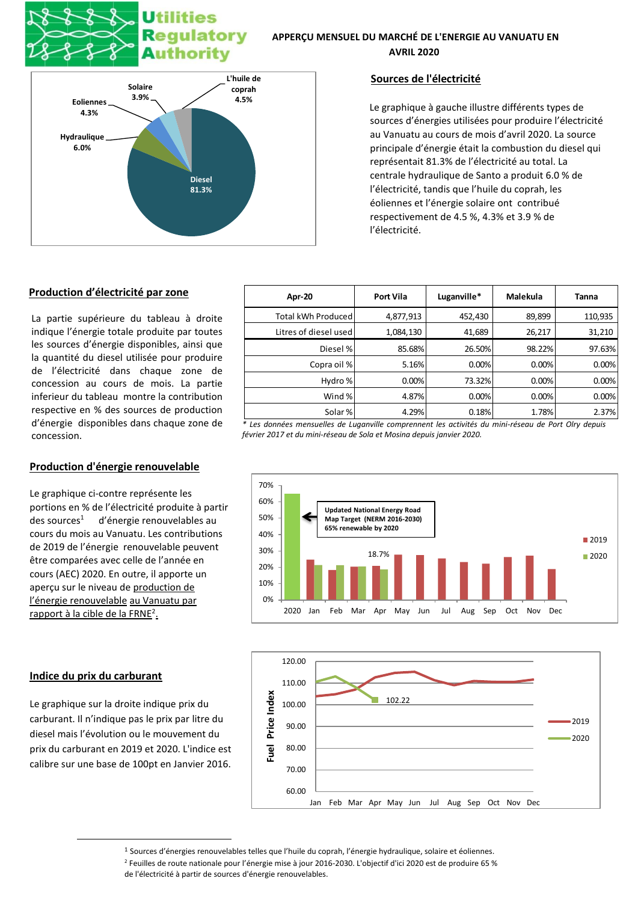# APPERÇU MENSUEL DU MARCHÉ DE L'ENERGIE AU VANUATU EN AVRIL 2020

## Sources de l'électricité

Le graphique à gauche illustre différents types de sources d'énergies utilisées pour produire l'électricité au Vanuatu au cours de mois d'avril 2020. La source principale d'énergie était la combustion du diesel qui représentait 81.3% de l'électricité au total. La centrale hydraulique de Santo a produit 6.0 % de l'électricité, tandis que l'huile du coprah, les éoliennes et l'énergie solaire ont contribué respectivement de 4.5 %, 4.3% et 3.9 % de l'électricité.

## Production d'électricité par zone

La partie supérieure du tableau à droite indique l'énergie totale produite par toutes les sources d'énergie disponibles, ainsi que la quantité du diesel utilisée pour produire de l'électricité dans chaque zone de concession au cours de mois. La partie inferieur du tableau montre la contribution respective en % des sources de production d'énergie disponibles dans chaque zone de concession.

| Apr-20 | Port Vila | Luganville* | Malekula | Tanna |
|---|---|---|---|---|
| Total kWh Produced | 4,877,913 | 452,430 | 89,899 | 110,935 |
| Litres of diesel used | 1,084,130 | 41,689 | 26,217 | 31,210 |
| Diesel % | 85.68% | 26.50% | 98.22% | 97.63% |
| Copra oil % | 5.16% | 0.00% | 0.00% | 0.00% |
| Hydro % | 0.00% | 73.32% | 0.00% | 0.00% |
| Wind % | 4.87% | 0.00% | 0.00% | 0.00% |
| Solar % | 4.29% | 0.18% | 1.78% | 2.37% |

*\* Les données mensuelles de Luganville comprennent les activités du mini-réseau de Port Olry depuis février 2017 et du mini-réseau de Sola et Mosina depuis janvier 2020.*

## Production d'énergie renouvelable

Le graphique ci-contre représente les portions en % de l'électricité produite à partir des sources[1] d'énergie renouvelables au cours du mois au Vanuatu. Les contributions de 2019 de l'énergie renouvelable peuvent être comparées avec celle de l'année en cours (AEC) 2020. En outre, il apporte un aperçu sur le niveau de production de l'énergie renouvelable au Vanuatu par rapport à la cible de la FRNE[2].

## Indice du prix du carburant

Le graphique sur la droite indique prix du carburant. Il n'indique pas le prix par litre du diesel mais l'évolution ou le mouvement du prix du carburant en 2019 et 2020. L'indice est calibre sur une base de 100pt en Janvier 2016.

---

[1] Sources d'énergies renouvelables telles que l'huile du coprah, l'énergie hydraulique, solaire et éoliennes.

[2] Feuilles de route nationale pour l'énergie mise à jour 2016-2030. L'objectif d'ici 2020 est de produire 65 % de l'électricité à partir de sources d'énergie renouvelables.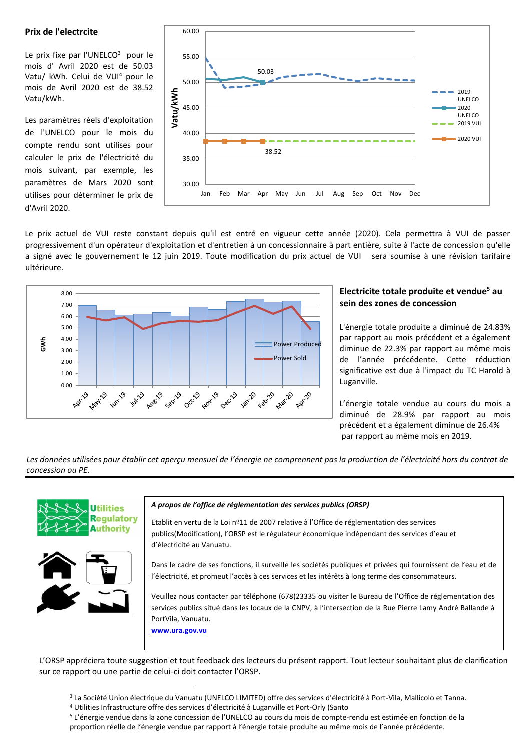## Prix de l'electrcite

Le prix fixe par l'UNELCO[3] pour le mois d' Avril 2020 est de 50.03 Vatu/ kWh. Celui de VUI[4] pour le mois de Avril 2020 est de 38.52 Vatu/kWh.

Les paramètres réels d'exploitation de l'UNELCO pour le mois du compte rendu sont utilises pour calculer le prix de l'électricité du mois suivant, par exemple, les paramètres de Mars 2020 sont utilises pour déterminer le prix de d'Avril 2020.

Vatu/kWh
60.00
55.00
50.00
45.00
40.00
35.00
30.00
Jan Feb Mar Apr May Jun Jul Aug Sep Oct Nov Dec
50.03
38.52
2019 UNELCO
2020 UNELCO
2019 VUI
2020 VUI

Le prix actuel de VUI reste constant depuis qu'il est entré en vigueur cette année (2020). Cela permettra à VUI de passer progressivement d'un opérateur d'exploitation et d'entretien à un concessionnaire à part entière, suite à l'acte de concession qu'elle a signé avec le gouvernement le 12 juin 2019. Toute modification du prix actuel de VUI sera soumise à une révision tarifaire ultérieure.

GWh
8.00
7.00
6.00
5.00
4.00
3.00
2.00
1.00
0.00
Apr-19 May-19 Jun-19 Jul-19 Aug-19 Sep-19 Oct-19 Nov-19 Dec-19 Jan-20 Feb-20 Mar-20 Apr-20
Power Produced
Power Sold

## Electricite totale produite et vendue[5] au sein des zones de concession

L'énergie totale produite a diminué de 24.83% par rapport au mois précédent et a également diminue de 22.3% par rapport au même mois de l'année précédente. Cette réduction significative est due à l'impact du TC Harold à Luganville.

L'énergie totale vendue au cours du mois a diminué de 28.9% par rapport au mois précédent et a également diminue de 26.4% par rapport au même mois en 2019.

*Les données utilisées pour établir cet aperçu mensuel de l'énergie ne comprennent pas la production de l'électricité hors du contrat de concession ou PE.*

Utilities Regulatory Authority

***A propos de l'office de réglementation des services publics (ORSP)***

Etablit en vertu de la Loi nº11 de 2007 relative à l'Office de réglementation des services publics(Modification), l'ORSP est le régulateur économique indépendant des services d'eau et d'électricité au Vanuatu.

Dans le cadre de ses fonctions, il surveille les sociétés publiques et privées qui fournissent de l'eau et de l'électricité, et promeut l'accès à ces services et les intérêts à long terme des consommateurs.

Veuillez nous contacter par téléphone (678)23335 ou visiter le Bureau de l'Office de réglementation des services publics situé dans les locaux de la CNPV, à l'intersection de la Rue Pierre Lamy André Ballande à PortVila, Vanuatu.

**www.ura.gov.vu**

L'ORSP appréciera toute suggestion et tout feedback des lecteurs du présent rapport. Tout lecteur souhaitant plus de clarification sur ce rapport ou une partie de celui-ci doit contacter l'ORSP.

[3] La Société Union électrique du Vanuatu (UNELCO LIMITED) offre des services d'électricité à Port-Vila, Mallicolo et Tanna.
[4] Utilities Infrastructure offre des services d'électricité à Luganville et Port-Orly (Santo
[5] L'énergie vendue dans la zone concession de l'UNELCO au cours du mois de compte-rendu est estimée en fonction de la proportion réelle de l'énergie vendue par rapport à l'énergie totale produite au même mois de l'année précédente.